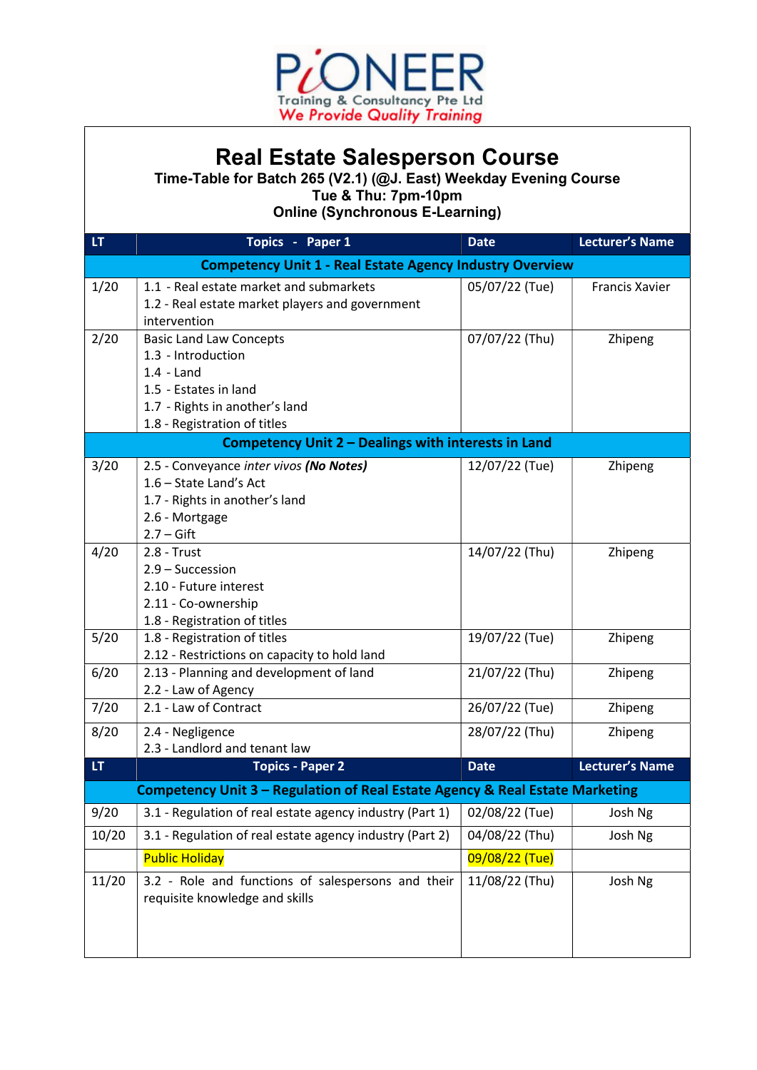PIONEER

Training & Consultancy Pte Ltd

We Provide Quality Training

# Real Estate Salesperson Course

**Time-Table for Batch 265 (V2.1) (@J. East) Weekday Evening Course**

**Tue & Thu: 7pm-10pm**

**Online (Synchronous E-Learning)**

| LT | Topics - Paper 1 | Date | Lecturer's Name |
|---|---|---|---|
| | **Competency Unit 1 - Real Estate Agency Industry Overview** | | |
| 1/20 | 1.1 - Real estate market and submarkets<br>1.2 - Real estate market players and government intervention | 05/07/22 (Tue) | Francis Xavier |
| 2/20 | Basic Land Law Concepts<br>1.3 - Introduction<br>1.4 - Land<br>1.5 - Estates in land<br>1.7 - Rights in another's land<br>1.8 - Registration of titles | 07/07/22 (Thu) | Zhipeng |
| | **Competency Unit 2 – Dealings with interests in Land** | | |
| 3/20 | 2.5 - Conveyance *inter vivos* ***(No Notes)***<br>1.6 – State Land's Act<br>1.7 - Rights in another's land<br>2.6 - Mortgage<br>2.7 – Gift | 12/07/22 (Tue) | Zhipeng |
| 4/20 | 2.8 - Trust<br>2.9 – Succession<br>2.10 - Future interest<br>2.11 - Co-ownership<br>1.8 - Registration of titles | 14/07/22 (Thu) | Zhipeng |
| 5/20 | 1.8 - Registration of titles<br>2.12 - Restrictions on capacity to hold land | 19/07/22 (Tue) | Zhipeng |
| 6/20 | 2.13 - Planning and development of land<br>2.2 - Law of Agency | 21/07/22 (Thu) | Zhipeng |
| 7/20 | 2.1 - Law of Contract | 26/07/22 (Tue) | Zhipeng |
| 8/20 | 2.4 - Negligence<br>2.3 - Landlord and tenant law | 28/07/22 (Thu) | Zhipeng |
| **LT** | **Topics - Paper 2** | **Date** | **Lecturer's Name** |
| | **Competency Unit 3 – Regulation of Real Estate Agency & Real Estate Marketing** | | |
| 9/20 | 3.1 - Regulation of real estate agency industry (Part 1) | 02/08/22 (Tue) | Josh Ng |
| 10/20 | 3.1 - Regulation of real estate agency industry (Part 2) | 04/08/22 (Thu) | Josh Ng |
| | Public Holiday | 09/08/22 (Tue) | |
| 11/20 | 3.2 - Role and functions of salespersons and their requisite knowledge and skills | 11/08/22 (Thu) | Josh Ng |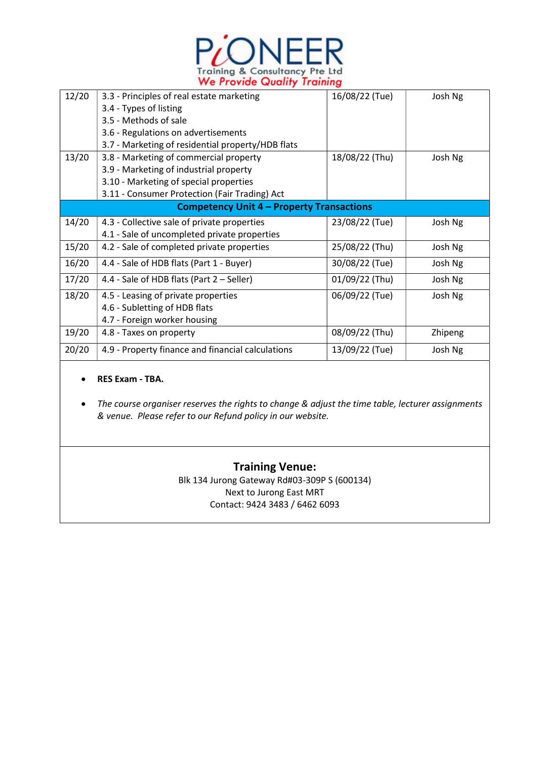| | | | |
|---|---|---|---|
| 12/20 | 3.3 - Principles of real estate marketing<br>3.4 - Types of listing<br>3.5 - Methods of sale<br>3.6 - Regulations on advertisements<br>3.7 - Marketing of residential property/HDB flats | 16/08/22 (Tue) | Josh Ng |
| 13/20 | 3.8 - Marketing of commercial property<br>3.9 - Marketing of industrial property<br>3.10 - Marketing of special properties<br>3.11 - Consumer Protection (Fair Trading) Act | 18/08/22 (Thu) | Josh Ng |
| **Competency Unit 4 – Property Transactions** | | | |
| 14/20 | 4.3 - Collective sale of private properties<br>4.1 - Sale of uncompleted private properties | 23/08/22 (Tue) | Josh Ng |
| 15/20 | 4.2 - Sale of completed private properties | 25/08/22 (Thu) | Josh Ng |
| 16/20 | 4.4 - Sale of HDB flats (Part 1 - Buyer) | 30/08/22 (Tue) | Josh Ng |
| 17/20 | 4.4 - Sale of HDB flats (Part 2 – Seller) | 01/09/22 (Thu) | Josh Ng |
| 18/20 | 4.5 - Leasing of private properties<br>4.6 - Subletting of HDB flats<br>4.7 - Foreign worker housing | 06/09/22 (Tue) | Josh Ng |
| 19/20 | 4.8 - Taxes on property | 08/09/22 (Thu) | Zhipeng |
| 20/20 | 4.9 - Property finance and financial calculations | 13/09/22 (Tue) | Josh Ng |

- **RES Exam - TBA.**
- *The course organiser reserves the rights to change & adjust the time table, lecturer assignments & venue. Please refer to our Refund policy in our website.*

## Training Venue:

Blk 134 Jurong Gateway Rd#03-309P S (600134)
Next to Jurong East MRT
Contact: 9424 3483 / 6462 6093